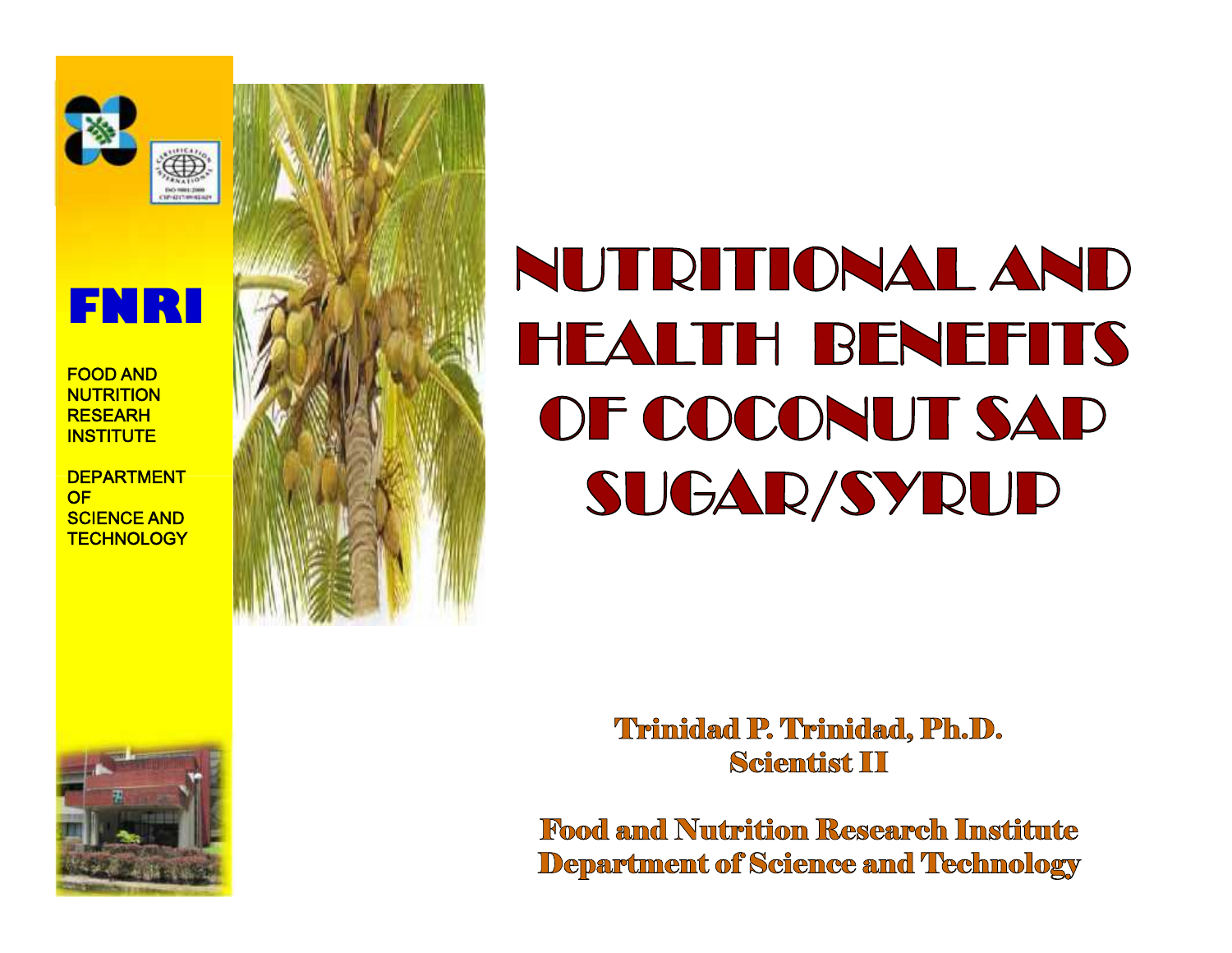FNRI

FOOD AND NUTRITION RESEARH INSTITUTE

DEPARTMENT OF SCIENCE AND TECHNOLOGY

# NUTRITIONAL AND HEALTH BENEFITS OF COCONUT SAP SUGAR/SYRUP

**Trinidad P. Trinidad, Ph.D.**
**Scientist II**

**Food and Nutrition Research Institute**
**Department of Science and Technology**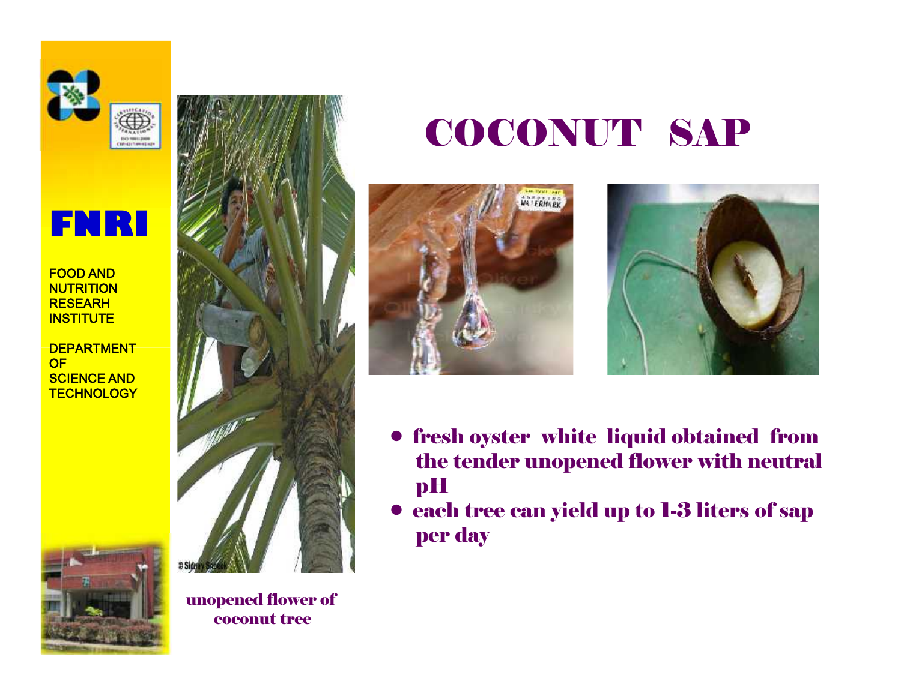FNRI

FOOD AND NUTRITION RESEARH INSTITUTE

DEPARTMENT OF SCIENCE AND TECHNOLOGY

# COCONUT SAP

unopened flower of coconut tree

- fresh oyster white liquid obtained from the tender unopened flower with neutral pH
- each tree can yield up to 1-3 liters of sap per day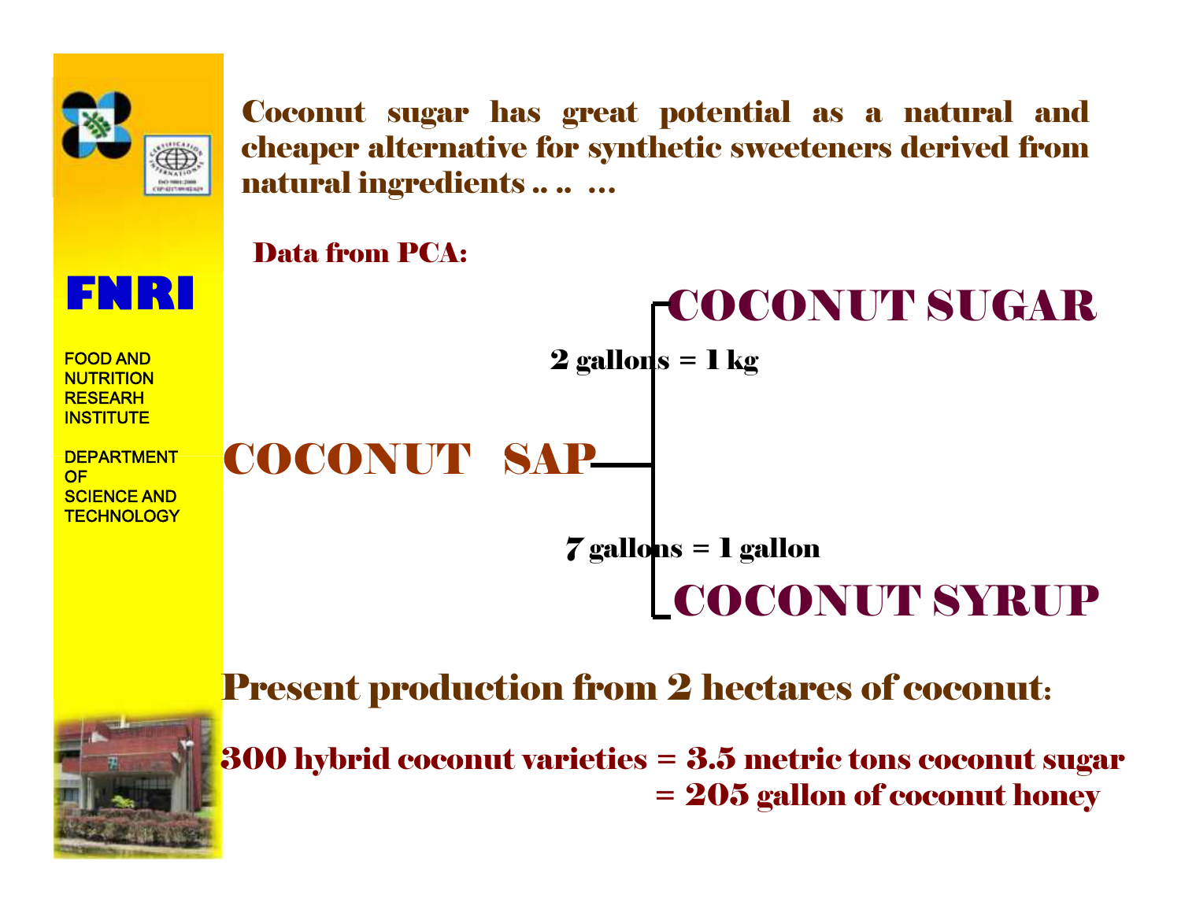FNRI

FOOD AND NUTRITION RESEARH INSTITUTE

DEPARTMENT OF SCIENCE AND TECHNOLOGY

**Coconut sugar has great potential as a natural and cheaper alternative for synthetic sweeteners derived from natural ingredients .. .. ...**

**Data from PCA:**

**COCONUT SAP**

- **2 gallons = 1 kg** → **COCONUT SUGAR**
- **7 gallons = 1 gallon** → **COCONUT SYRUP**

**Present production from 2 hectares of coconut:**

**300 hybrid coconut varieties = 3.5 metric tons coconut sugar**
**= 205 gallon of coconut honey**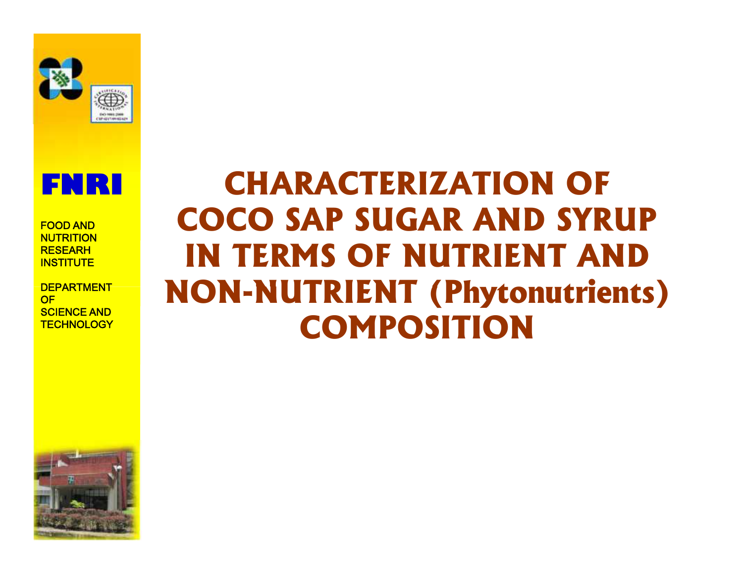**FNRI**

FOOD AND NUTRITION RESEARH INSTITUTE

DEPARTMENT OF SCIENCE AND TECHNOLOGY

# CHARACTERIZATION OF COCO SAP SUGAR AND SYRUP IN TERMS OF NUTRIENT AND NON-NUTRIENT (Phytonutrients) COMPOSITION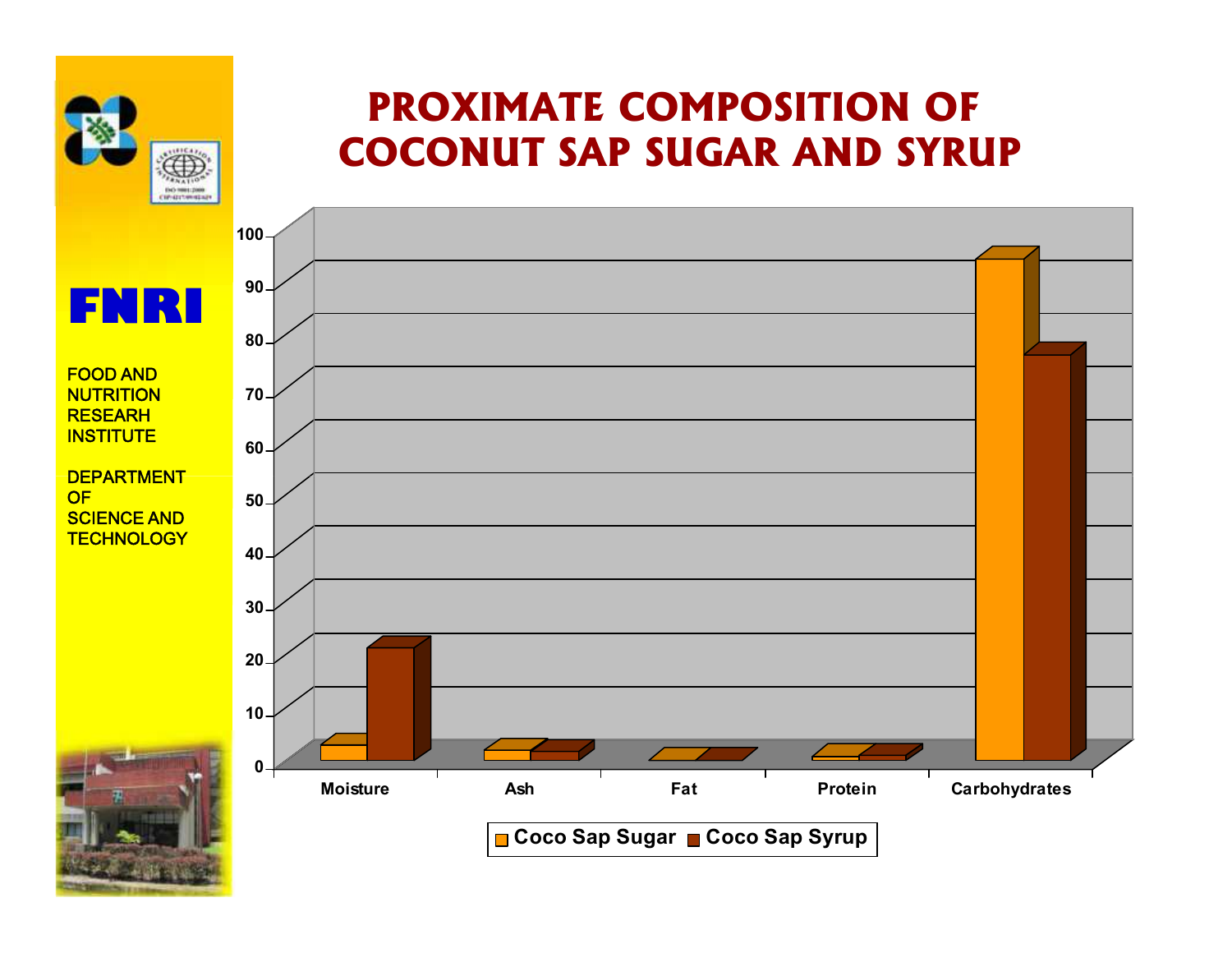FNRI

FOOD AND NUTRITION RESEARH INSTITUTE

DEPARTMENT OF SCIENCE AND TECHNOLOGY

# PROXIMATE COMPOSITION OF COCONUT SAP SUGAR AND SYRUP

Moisture | Ash | Fat | Protein | Carbohydrates

Coco Sap Sugar | Coco Sap Syrup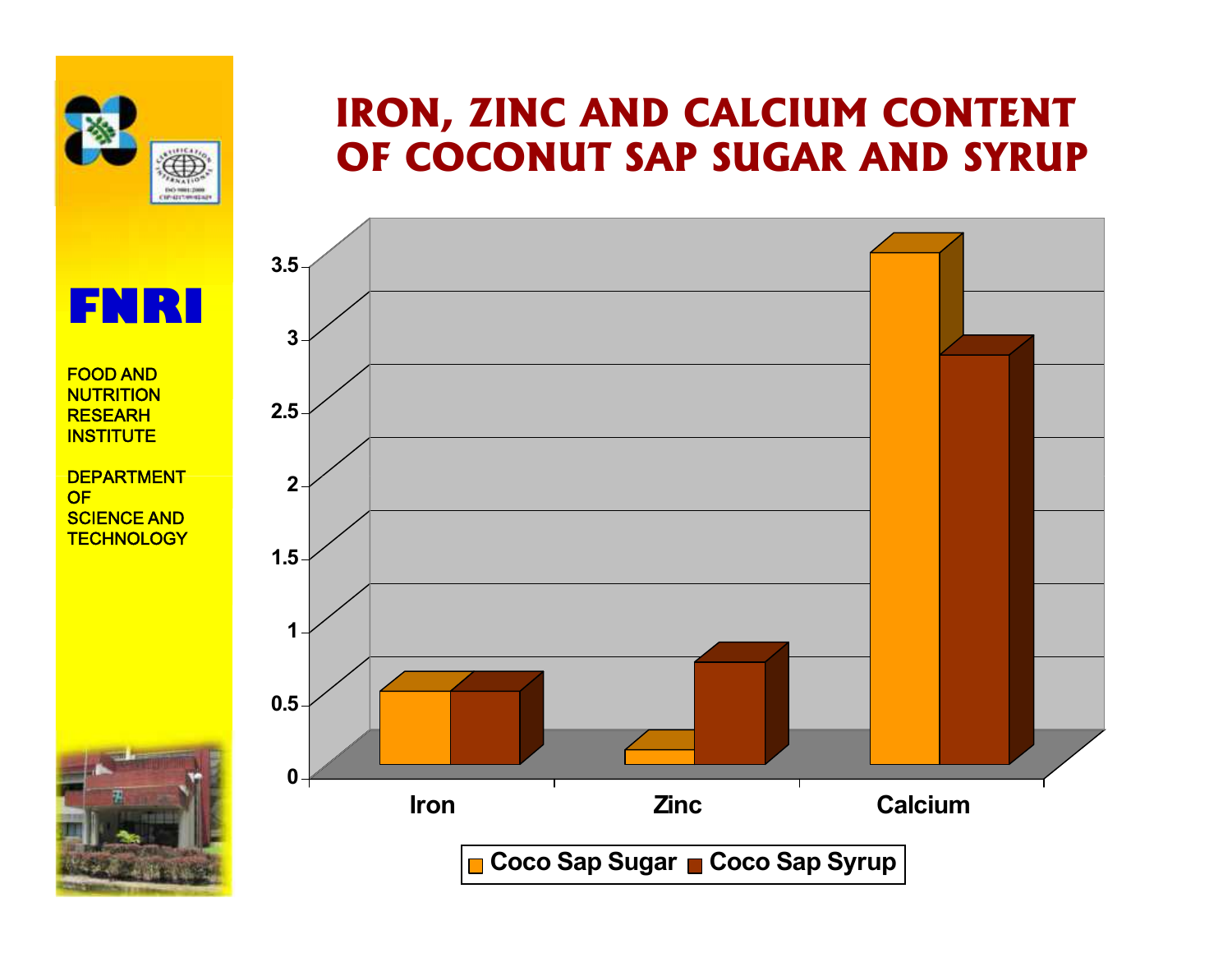FNRI

FOOD AND NUTRITION RESEARH INSTITUTE

DEPARTMENT OF SCIENCE AND TECHNOLOGY

# IRON, ZINC AND CALCIUM CONTENT OF COCONUT SAP SUGAR AND SYRUP

3.5
3
2.5
2
1.5
1
0.5
0

Iron | Zinc | Calcium

Coco Sap Sugar | Coco Sap Syrup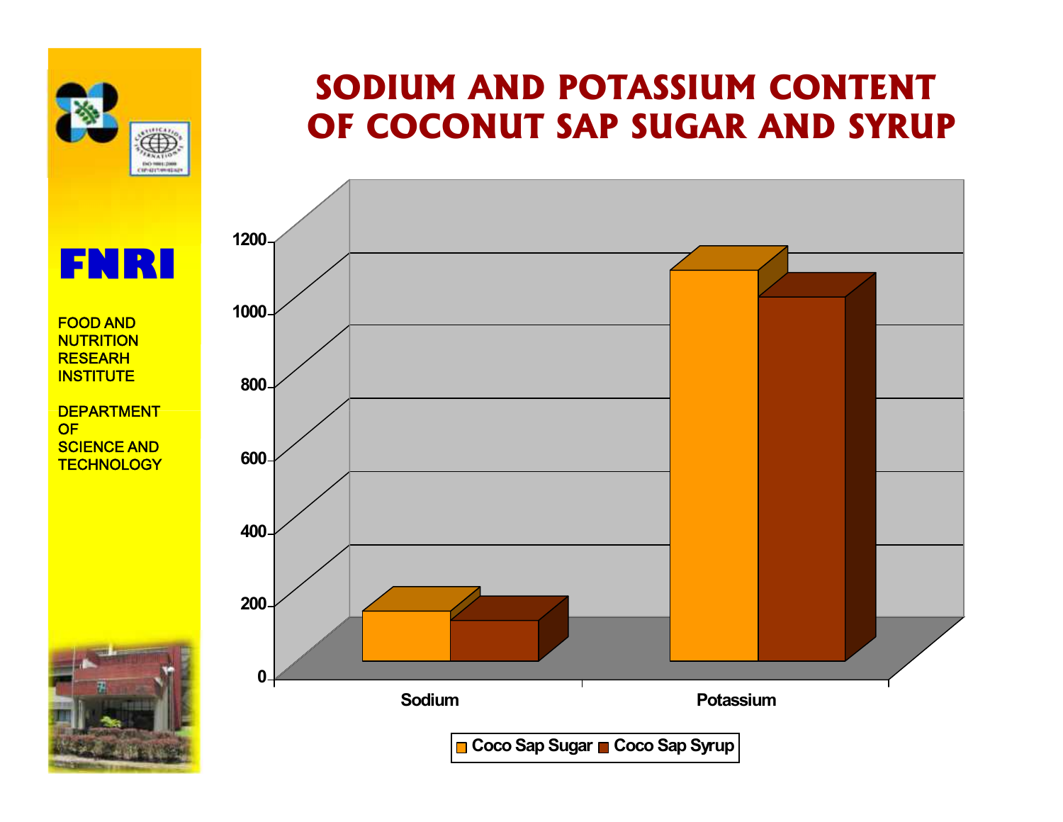# SODIUM AND POTASSIUM CONTENT OF COCONUT SAP SUGAR AND SYRUP

FNRI

FOOD AND NUTRITION RESEARH INSTITUTE

DEPARTMENT OF SCIENCE AND TECHNOLOGY

1200

1000

800

600

400

200

0

Sodium

Potassium

Coco Sap Sugar

Coco Sap Syrup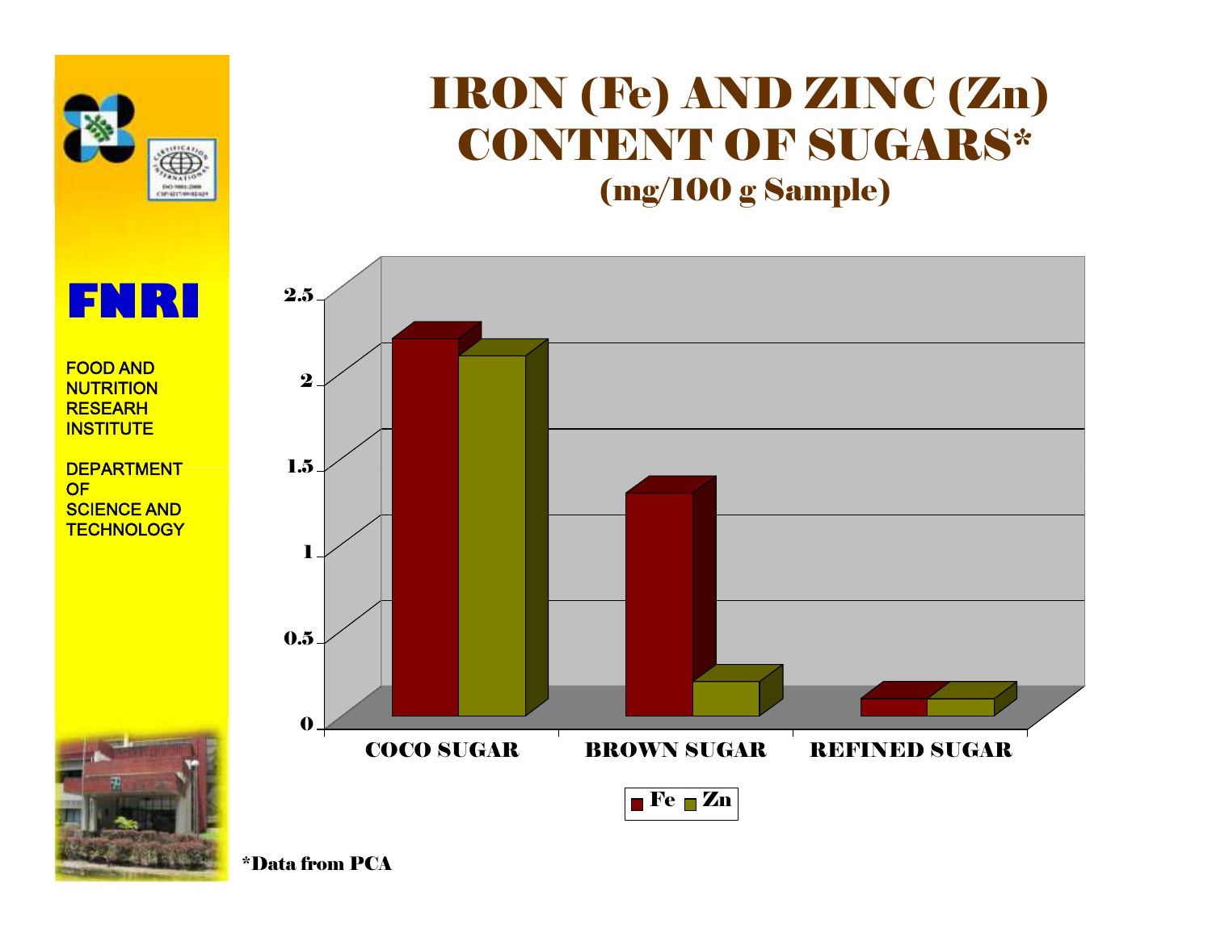FNRI

FOOD AND NUTRITION RESEARH INSTITUTE

DEPARTMENT OF SCIENCE AND TECHNOLOGY

# IRON (Fe) AND ZINC (Zn) CONTENT OF SUGARS*

## (mg/100 g Sample)

*Data from PCA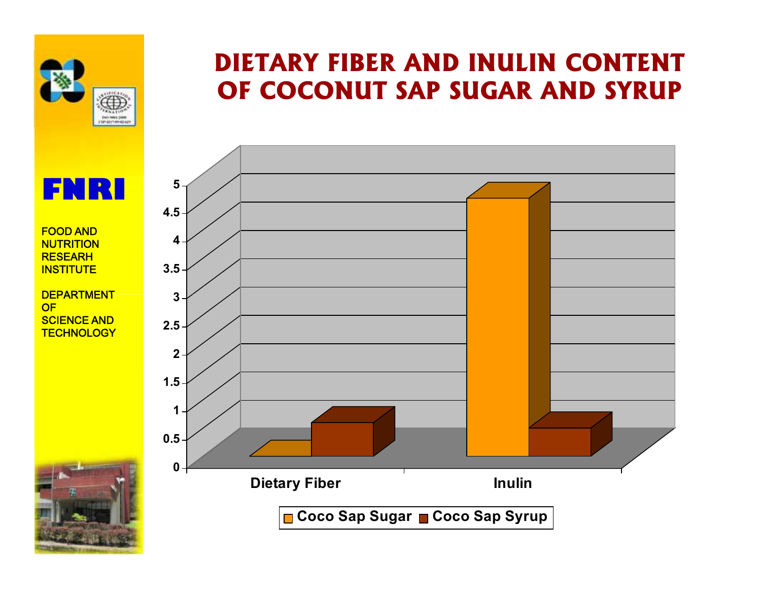# DIETARY FIBER AND INULIN CONTENT OF COCONUT SAP SUGAR AND SYRUP

FNRI

FOOD AND NUTRITION RESEARH INSTITUTE

DEPARTMENT OF SCIENCE AND TECHNOLOGY

Y-axis: 0, 0.5, 1, 1.5, 2, 2.5, 3, 3.5, 4, 4.5, 5

X-axis: Dietary Fiber, Inulin

Legend: Coco Sap Sugar, Coco Sap Syrup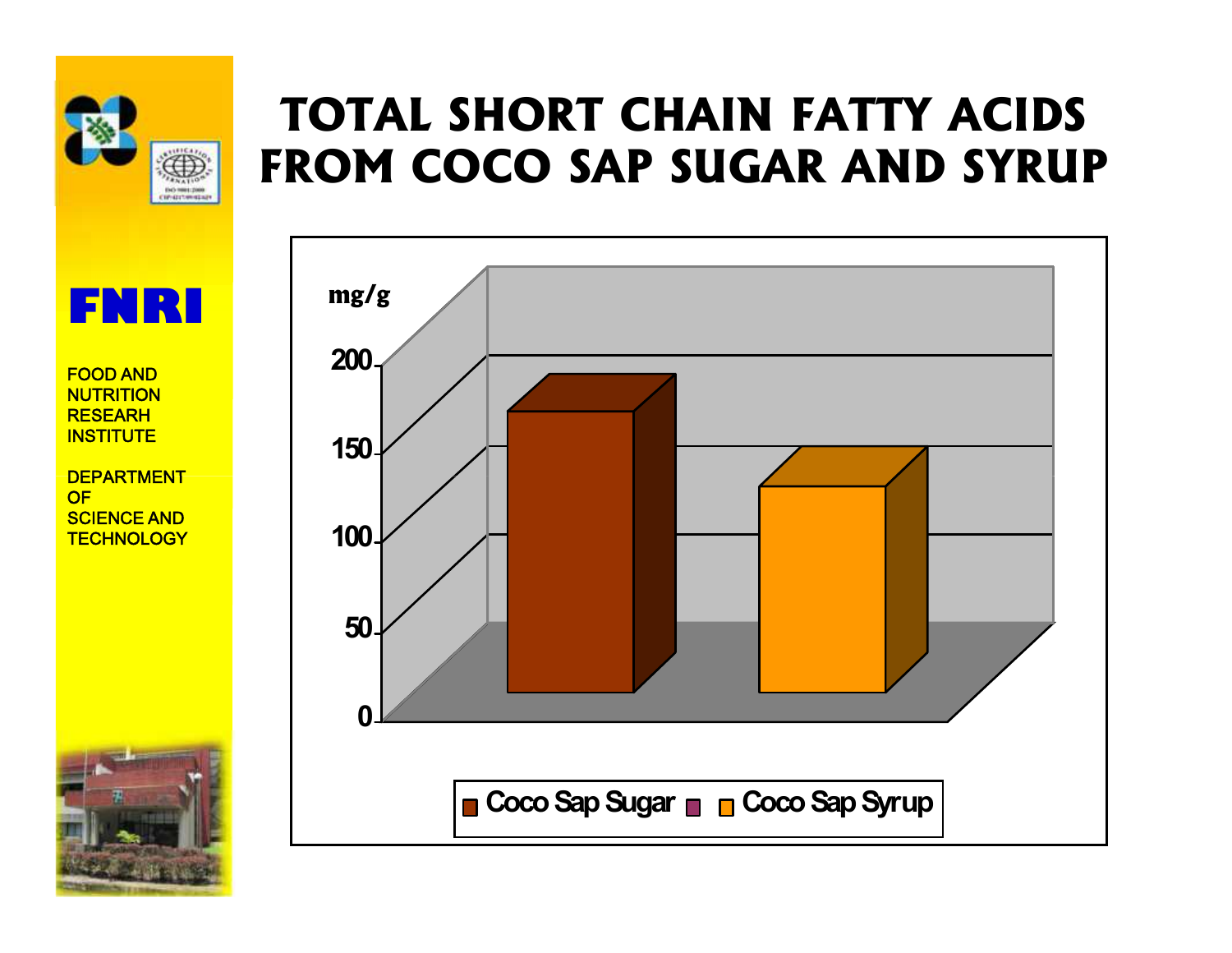# TOTAL SHORT CHAIN FATTY ACIDS FROM COCO SAP SUGAR AND SYRUP

FNRI

FOOD AND NUTRITION RESEARH INSTITUTE

DEPARTMENT OF SCIENCE AND TECHNOLOGY

mg/g

200
150
100
50
0

Coco Sap Sugar | Coco Sap Syrup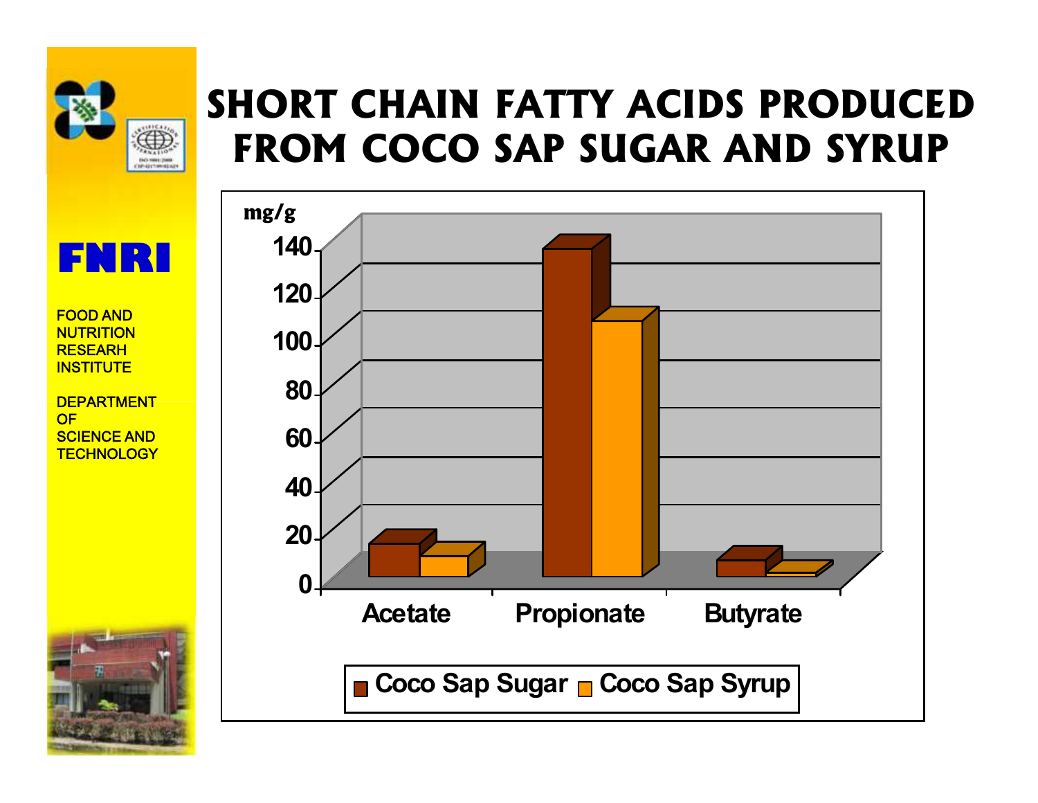# SHORT CHAIN FATTY ACIDS PRODUCED FROM COCO SAP SUGAR AND SYRUP

**FNRI**

FOOD AND NUTRITION RESEARCH INSTITUTE

DEPARTMENT OF SCIENCE AND TECHNOLOGY

mg/g

140
120
100
80
60
40
20
0

Acetate | Propionate | Butyrate

Coco Sap Sugar | Coco Sap Syrup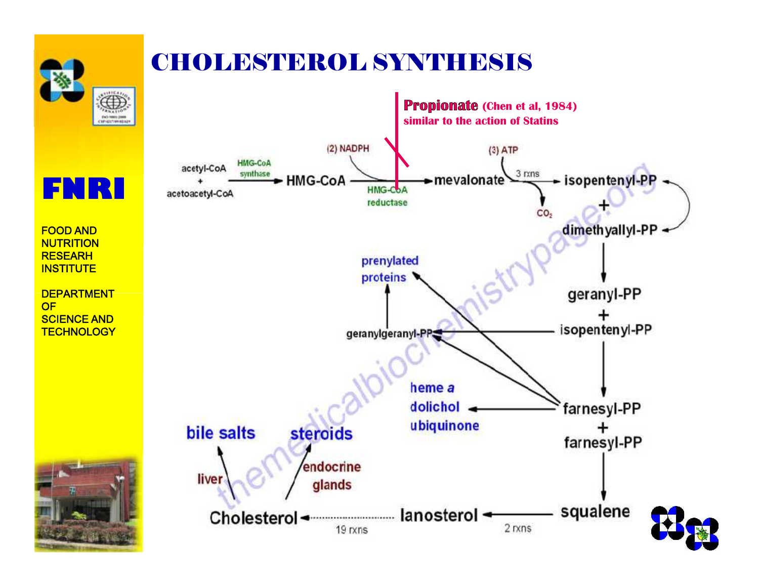# CHOLESTEROL SYNTHESIS

FNRI

FOOD AND NUTRITION RESEARCH INSTITUTE

DEPARTMENT OF SCIENCE AND TECHNOLOGY

**Propionate** (Chen et al, 1984)
similar to the action of Statins

acetyl-CoA + acetoacetyl-CoA → (HMG-CoA synthase) → HMG-CoA → ((2) NADPH; HMG-CoA reductase) → mevalonate → ((3) ATP; 3 rxns; $CO_2$) → isopentenyl-PP + dimethyallyl-PP

dimethyallyl-PP → geranyl-PP

geranyl-PP + isopentenyl-PP → geranylgeranyl-PP → prenylated proteins

geranyl-PP + isopentenyl-PP → farnesyl-PP

farnesyl-PP → prenylated proteins

farnesyl-PP → geranylgeranyl-PP

farnesyl-PP → heme a, dolichol, ubiquinone

farnesyl-PP + farnesyl-PP → squalene → (2 rxns) → lanosterol → (19 rxns) → Cholesterol

Cholesterol → (liver) → bile salts

Cholesterol → (endocrine glands) → steroids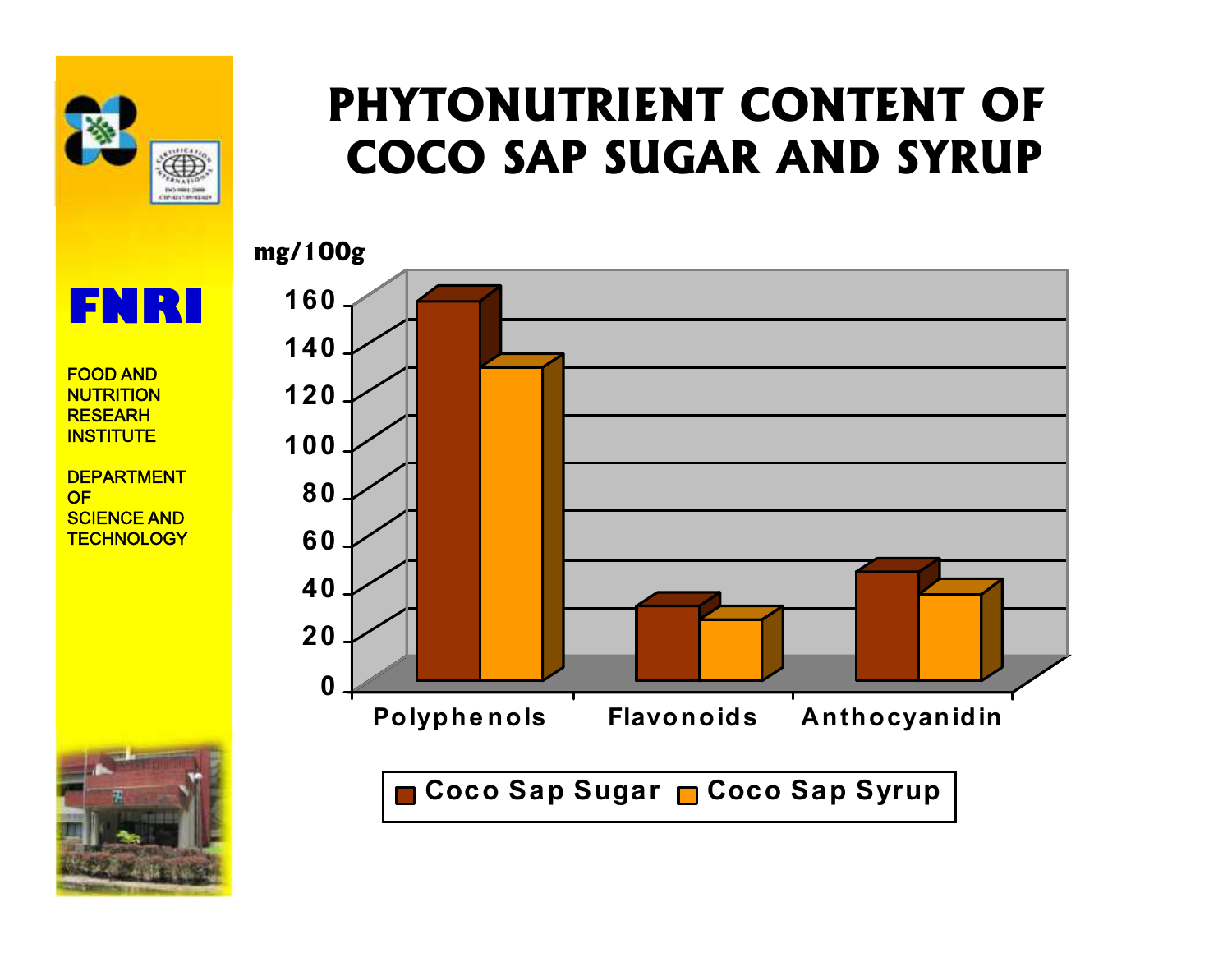# PHYTONUTRIENT CONTENT OF COCO SAP SUGAR AND SYRUP

FNRI

FOOD AND NUTRITION RESEARCH INSTITUTE

DEPARTMENT OF SCIENCE AND TECHNOLOGY

mg/100g

160
140
120
100
80
60
40
20
0

Polyphenols Flavonoids Anthocyanidin

Coco Sap Sugar Coco Sap Syrup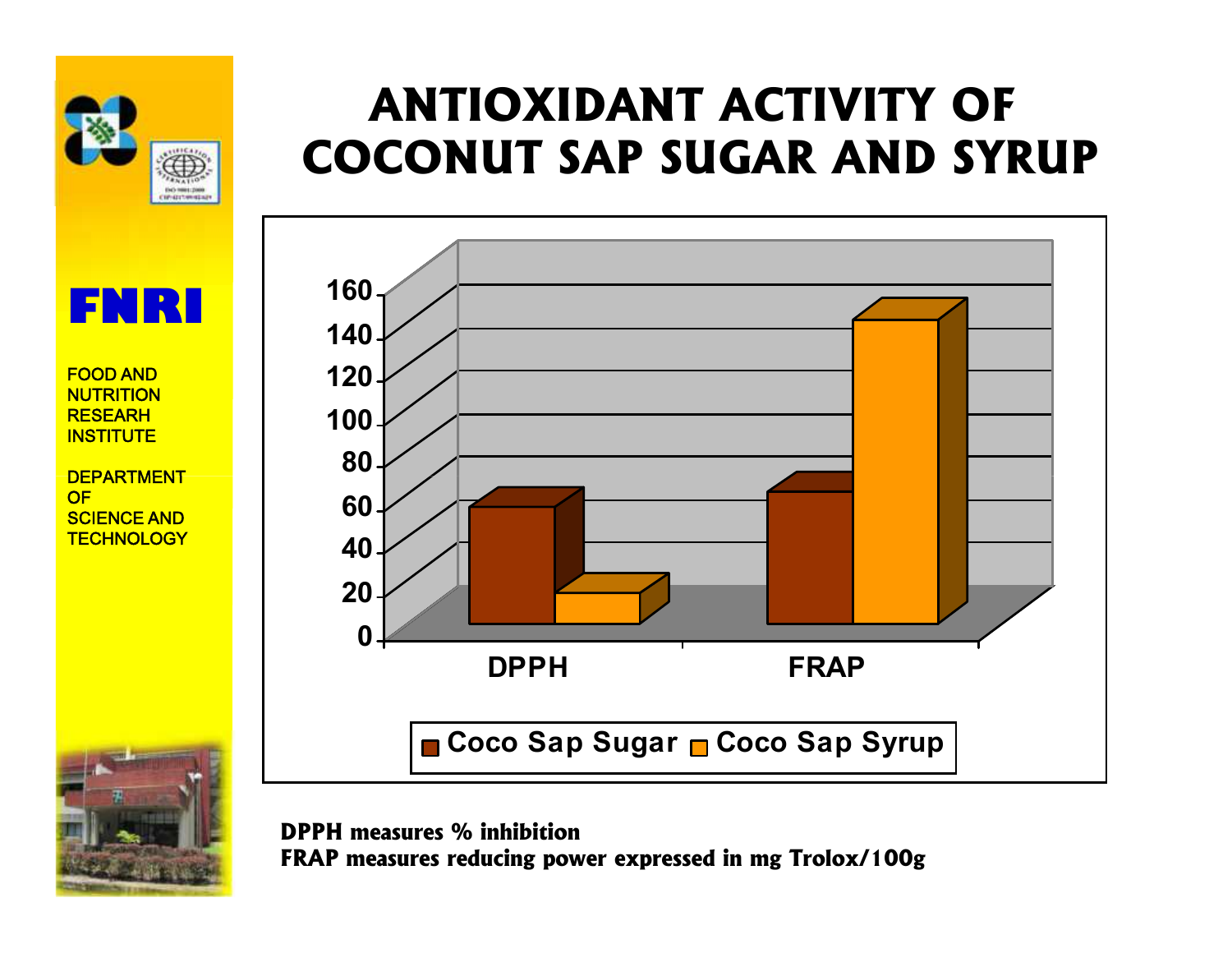FNRI

FOOD AND NUTRITION RESEARCH INSTITUTE

DEPARTMENT OF SCIENCE AND TECHNOLOGY

# ANTIOXIDANT ACTIVITY OF COCONUT SAP SUGAR AND SYRUP

**DPPH measures % inhibition**
**FRAP measures reducing power expressed in mg Trolox/100g**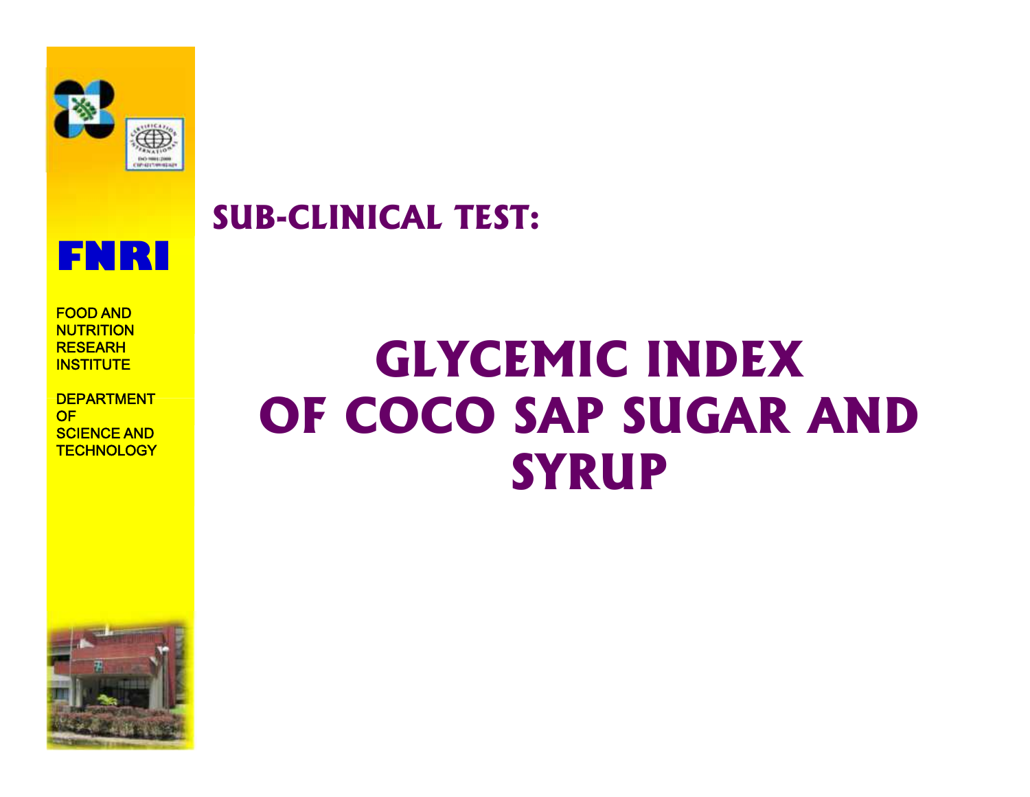FNRI

FOOD AND NUTRITION RESEARH INSTITUTE

DEPARTMENT OF SCIENCE AND TECHNOLOGY

## SUB-CLINICAL TEST:

# GLYCEMIC INDEX OF COCO SAP SUGAR AND SYRUP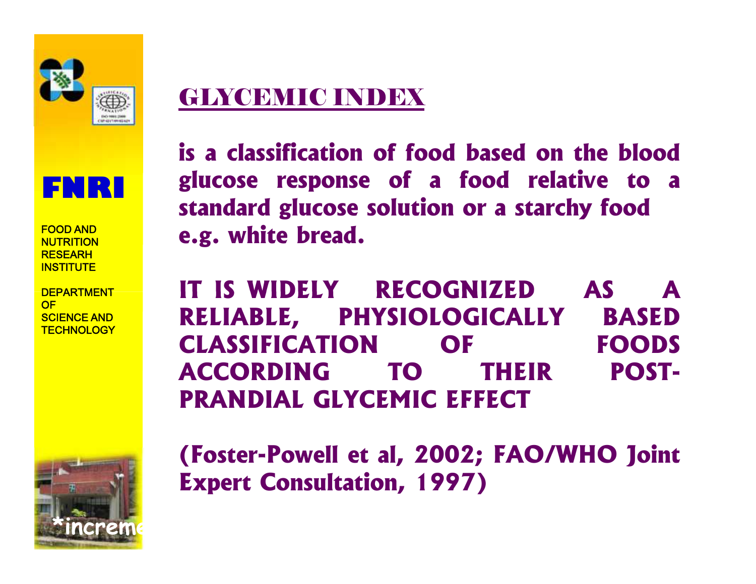FNRI

FOOD AND NUTRITION RESEARH INSTITUTE

DEPARTMENT OF SCIENCE AND TECHNOLOGY

## GLYCEMIC INDEX

**is a classification of food based on the blood glucose response of a food relative to a standard glucose solution or a starchy food e.g. white bread.**

**IT IS WIDELY RECOGNIZED AS A RELIABLE, PHYSIOLOGICALLY BASED CLASSIFICATION OF FOODS ACCORDING TO THEIR POST-PRANDIAL GLYCEMIC EFFECT**

**(Foster-Powell et al, 2002; FAO/WHO Joint Expert Consultation, 1997)**

*increme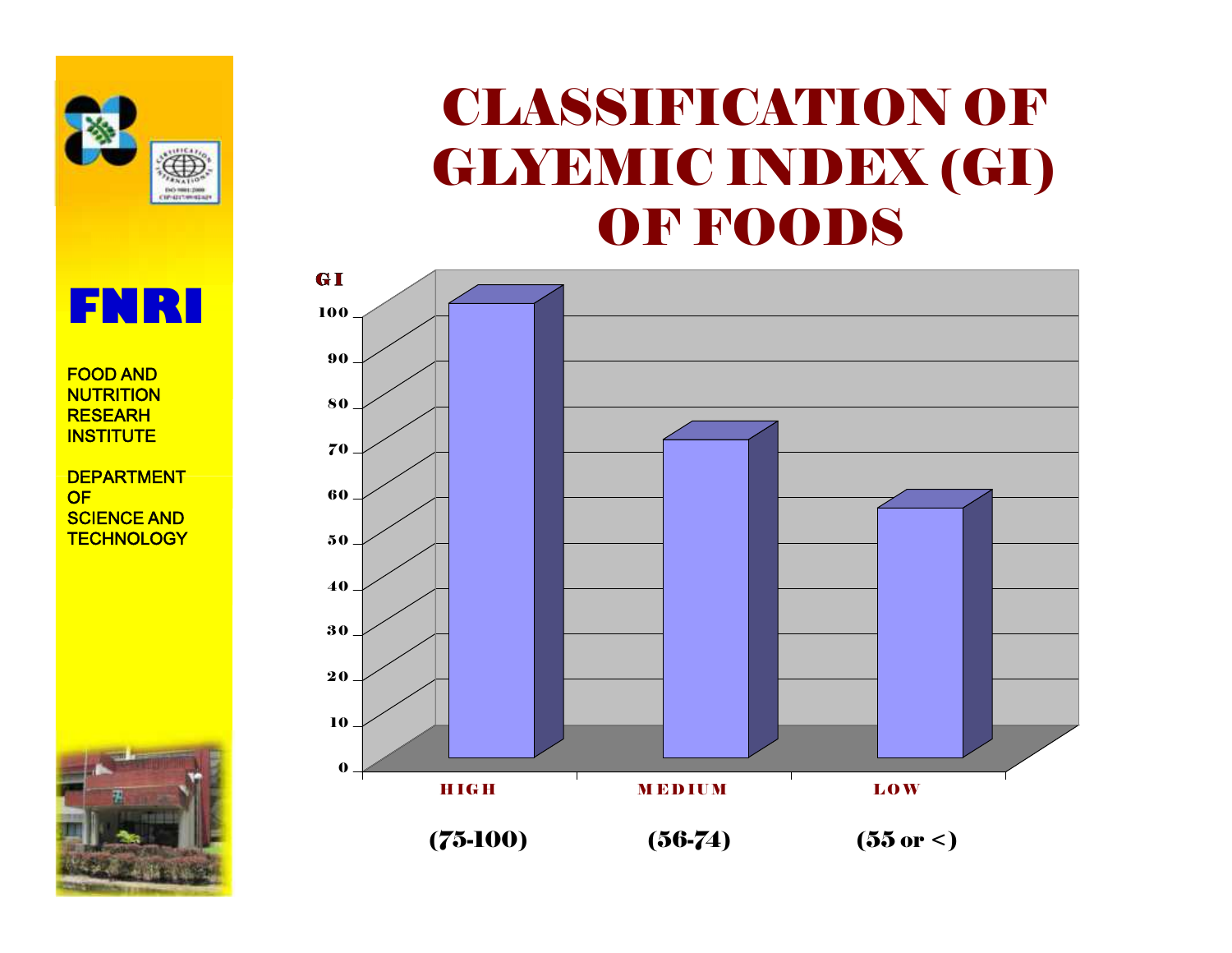# CLASSIFICATION OF GLYEMIC INDEX (GI) OF FOODS

FNRI

FOOD AND NUTRITION RESEARH INSTITUTE

DEPARTMENT OF SCIENCE AND TECHNOLOGY

GI

100
90
80
70
60
50
40
30
20
10
0

HIGH (75-100)

MEDIUM (56-74)

LOW (55 or <)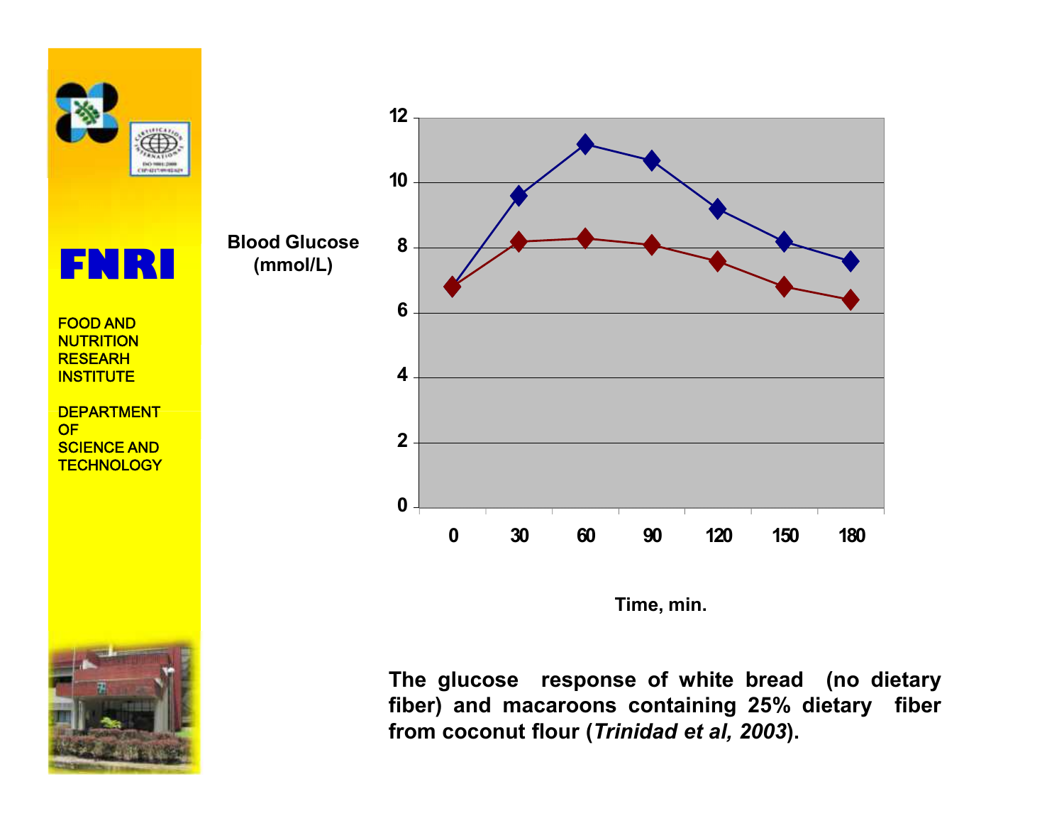**FNRI**

FOOD AND NUTRITION RESEARH INSTITUTE

DEPARTMENT OF SCIENCE AND TECHNOLOGY

Blood Glucose (mmol/L)

Time, min.

| Time, min. | 0 | 30 | 60 | 90 | 120 | 150 | 180 |
|---|---|---|---|---|---|---|---|
| White bread | 6.8 | 9.6 | 11.2 | 10.7 | 9.2 | 8.2 | 7.6 |
| Macaroons | 6.8 | 8.2 | 8.3 | 8.1 | 7.6 | 6.8 | 6.4 |

**The glucose response of white bread (no dietary fiber) and macaroons containing 25% dietary fiber from coconut flour (*Trinidad et al, 2003*).**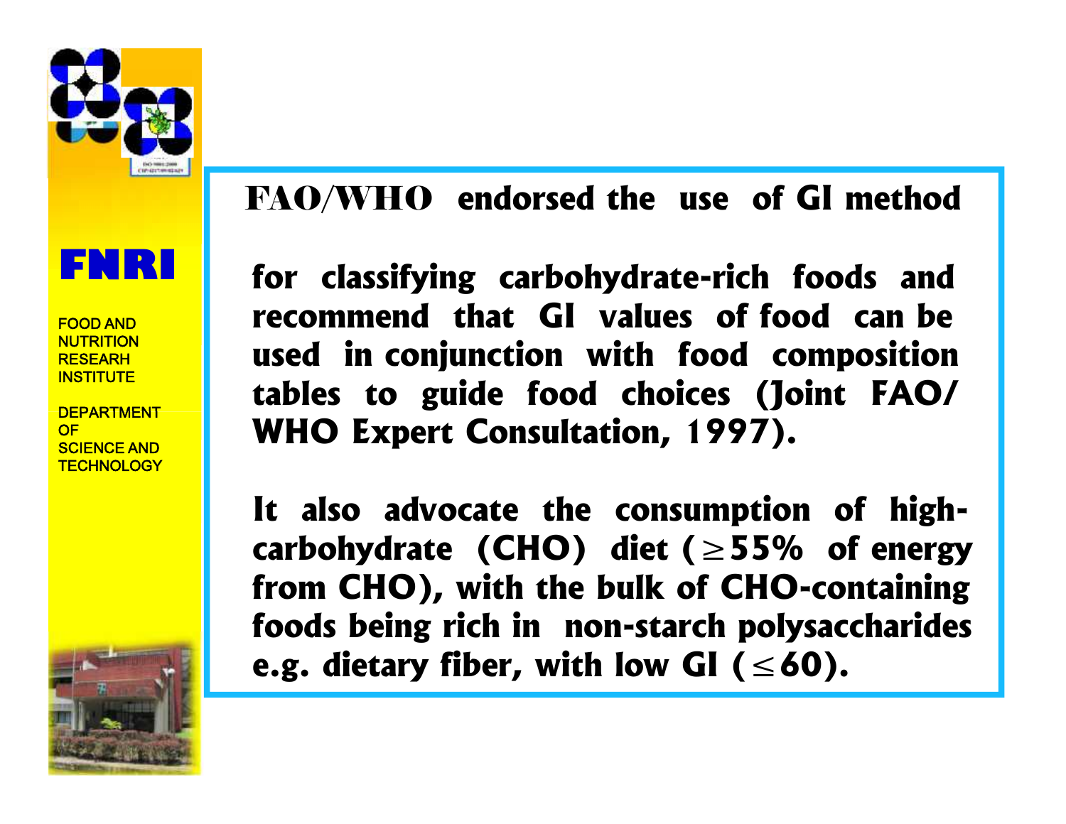**FNRI**

FOOD AND NUTRITION RESEARH INSTITUTE

DEPARTMENT OF SCIENCE AND TECHNOLOGY

**FAO/WHO endorsed the use of GI method**

**for classifying carbohydrate-rich foods and recommend that GI values of food can be used in conjunction with food composition tables to guide food choices (Joint FAO/ WHO Expert Consultation, 1997).**

**It also advocate the consumption of high-carbohydrate (CHO) diet ($\geq$55% of energy from CHO), with the bulk of CHO-containing foods being rich in non-starch polysaccharides e.g. dietary fiber, with low GI ($\leq$60).**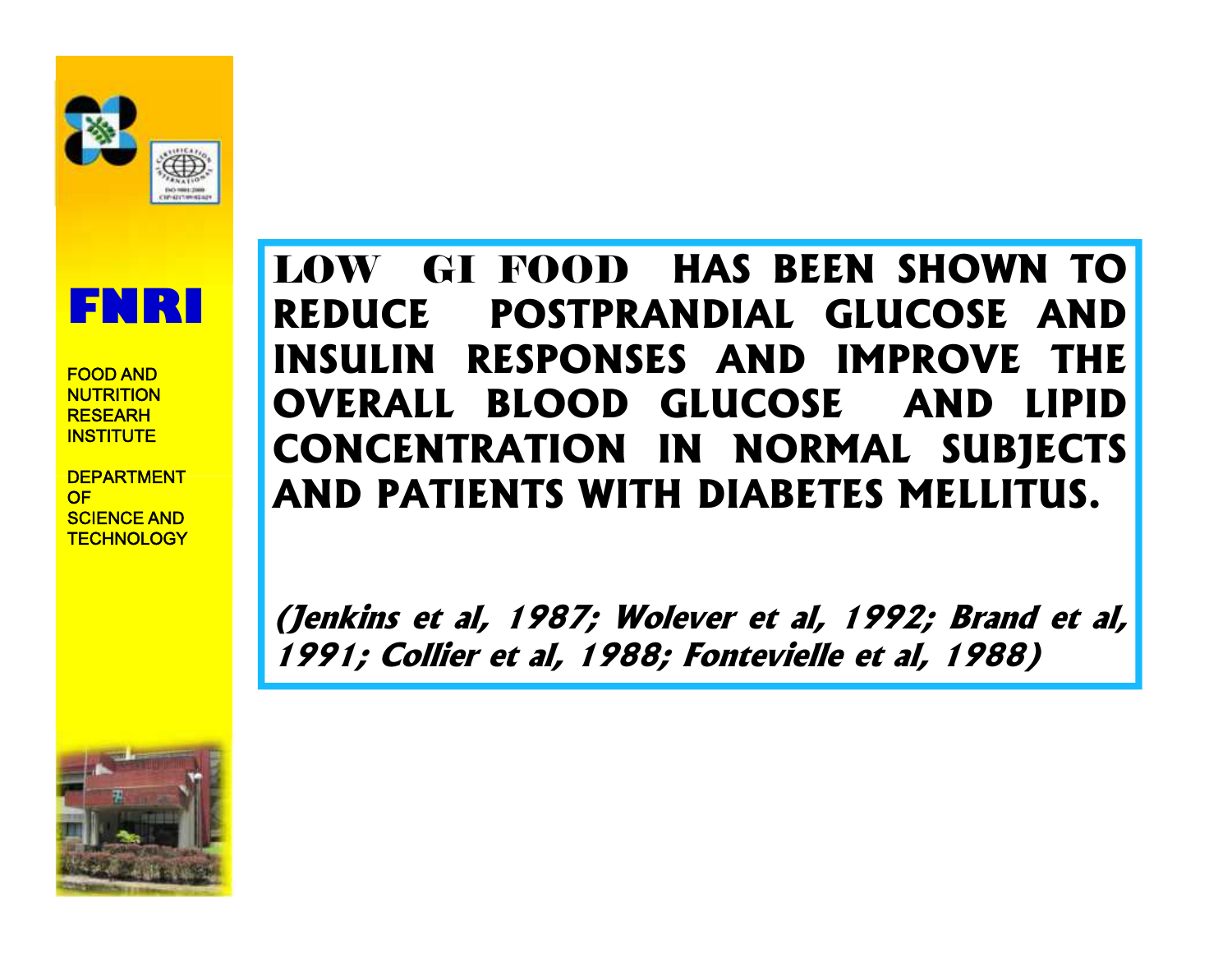**LOW GI FOOD HAS BEEN SHOWN TO REDUCE POSTPRANDIAL GLUCOSE AND INSULIN RESPONSES AND IMPROVE THE OVERALL BLOOD GLUCOSE AND LIPID CONCENTRATION IN NORMAL SUBJECTS AND PATIENTS WITH DIABETES MELLITUS.**

***(Jenkins et al, 1987; Wolever et al, 1992; Brand et al, 1991; Collier et al, 1988; Fontevielle et al, 1988)***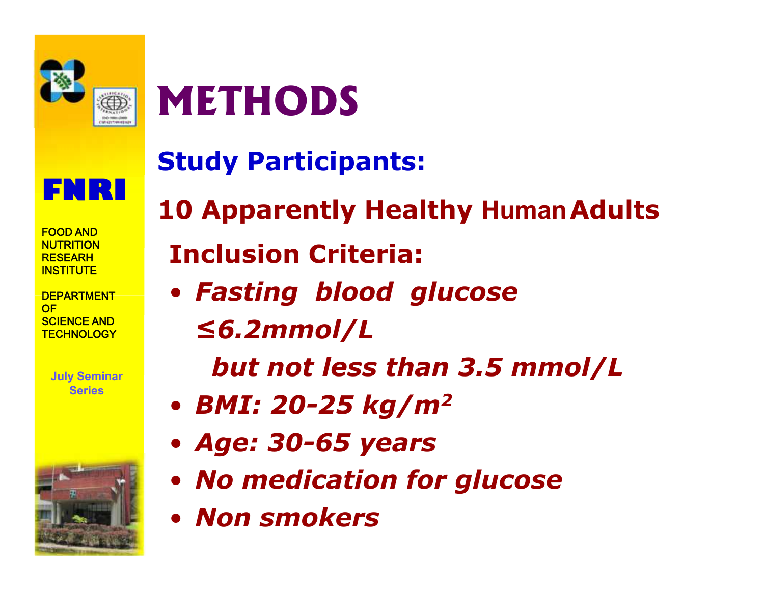# METHODS

## Study Participants:

**10 Apparently Healthy Human Adults**

**Inclusion Criteria:**

- ***Fasting blood glucose ≤6.2mmol/L but not less than 3.5 mmol/L***
- ***BMI: 20-25 kg/m²***
- ***Age: 30-65 years***
- ***No medication for glucose***
- ***Non smokers***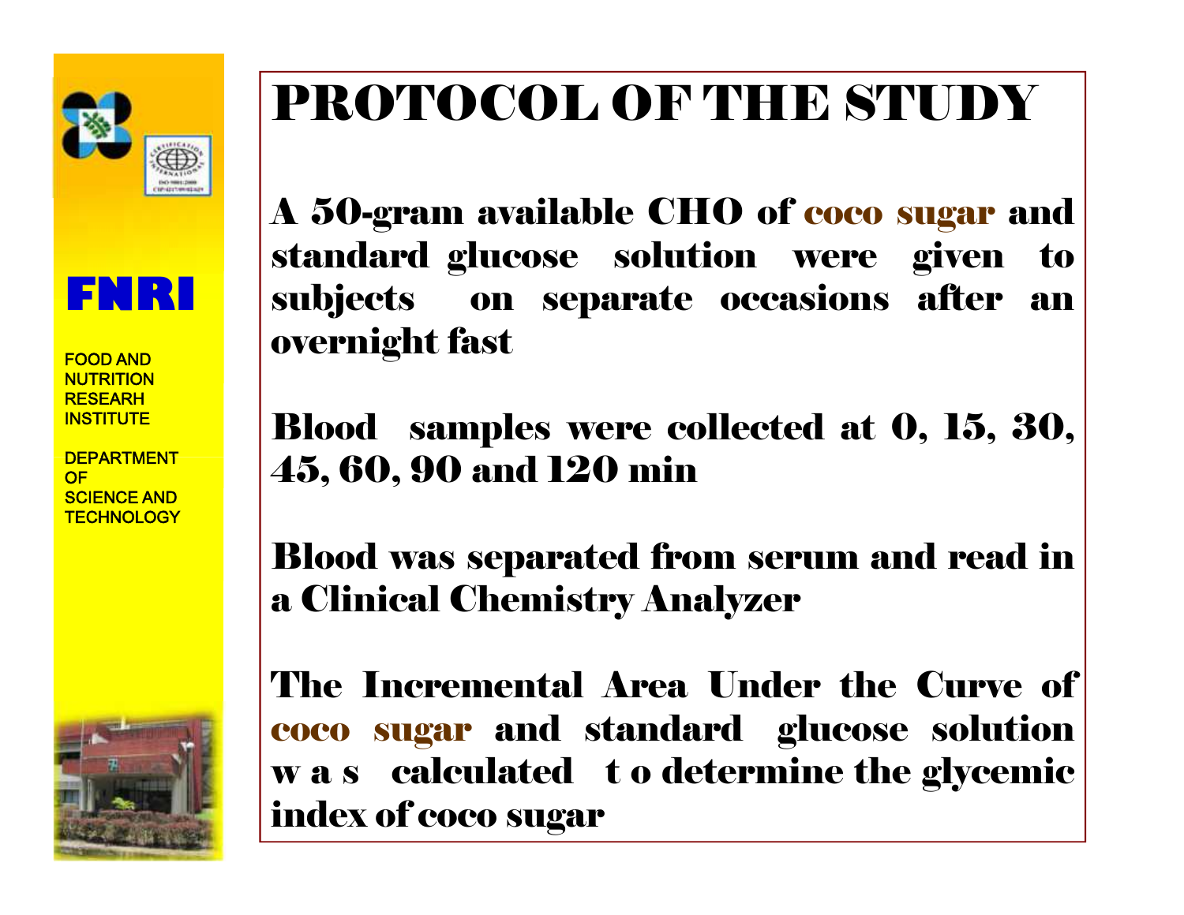FNRI

FOOD AND NUTRITION RESEARH INSTITUTE

DEPARTMENT OF SCIENCE AND TECHNOLOGY

# PROTOCOL OF THE STUDY

**A 50-gram available CHO of coco sugar and standard glucose solution were given to subjects on separate occasions after an overnight fast**

**Blood samples were collected at 0, 15, 30, 45, 60, 90 and 120 min**

**Blood was separated from serum and read in a Clinical Chemistry Analyzer**

**The Incremental Area Under the Curve of coco sugar and standard glucose solution was calculated to determine the glycemic index of coco sugar**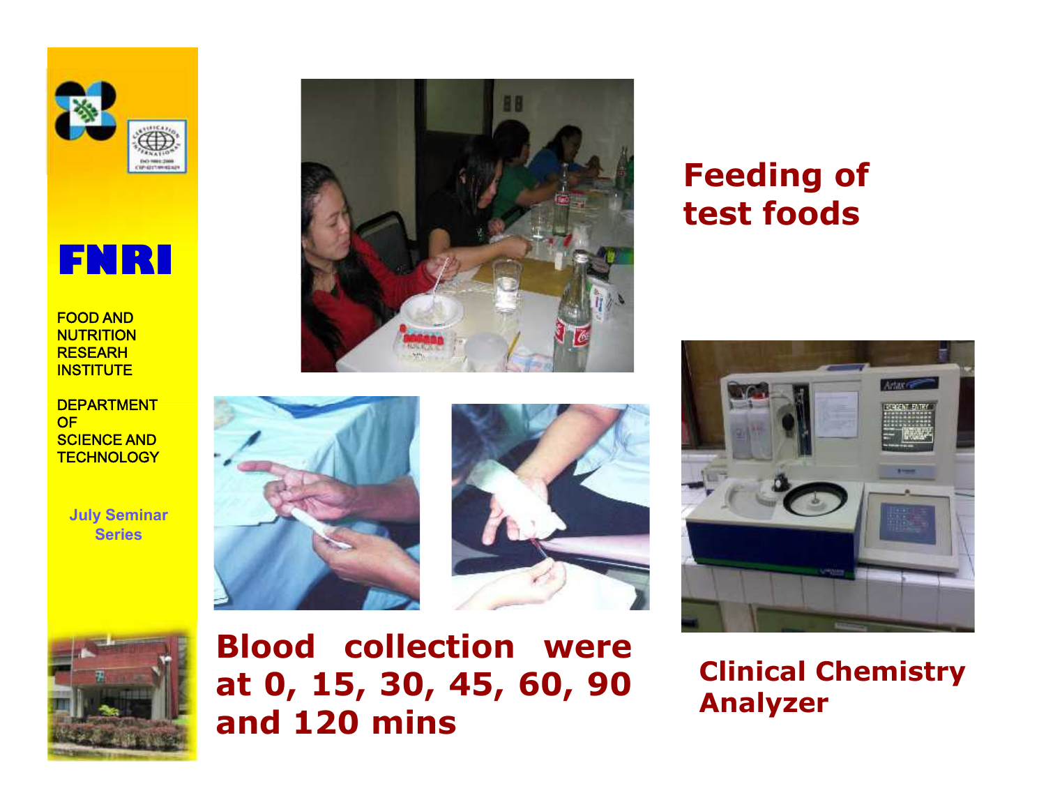FNRI

FOOD AND NUTRITION RESEARH INSTITUTE

DEPARTMENT OF SCIENCE AND TECHNOLOGY

July Seminar Series

**Feeding of test foods**

**Blood collection were at 0, 15, 30, 45, 60, 90 and 120 mins**

**Clinical Chemistry Analyzer**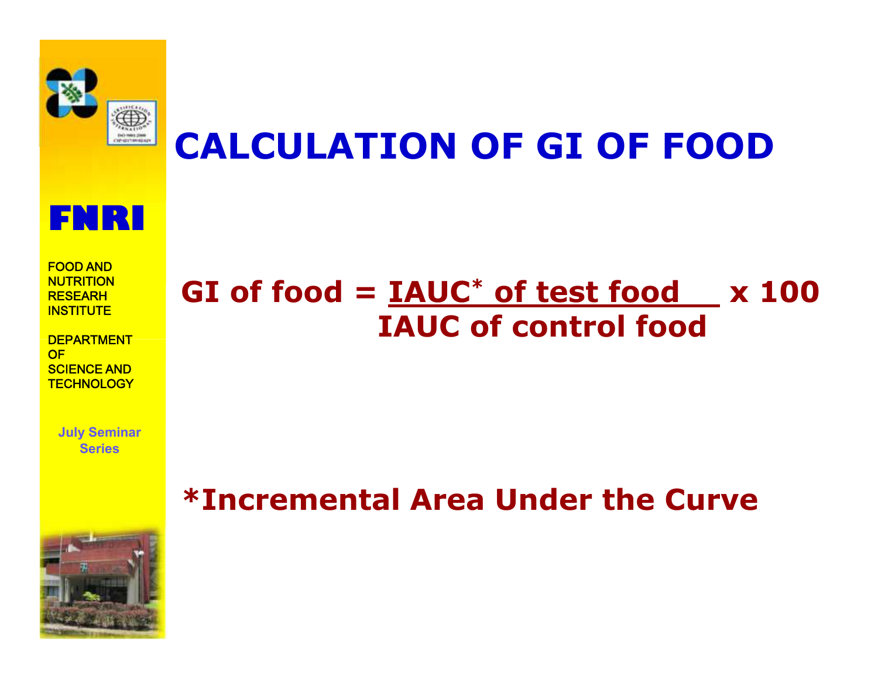# CALCULATION OF GI OF FOOD

$$\text{GI of food} = \frac{\text{IAUC}^{*}\text{ of test food}}{\text{IAUC of control food}} \times 100$$

*Incremental Area Under the Curve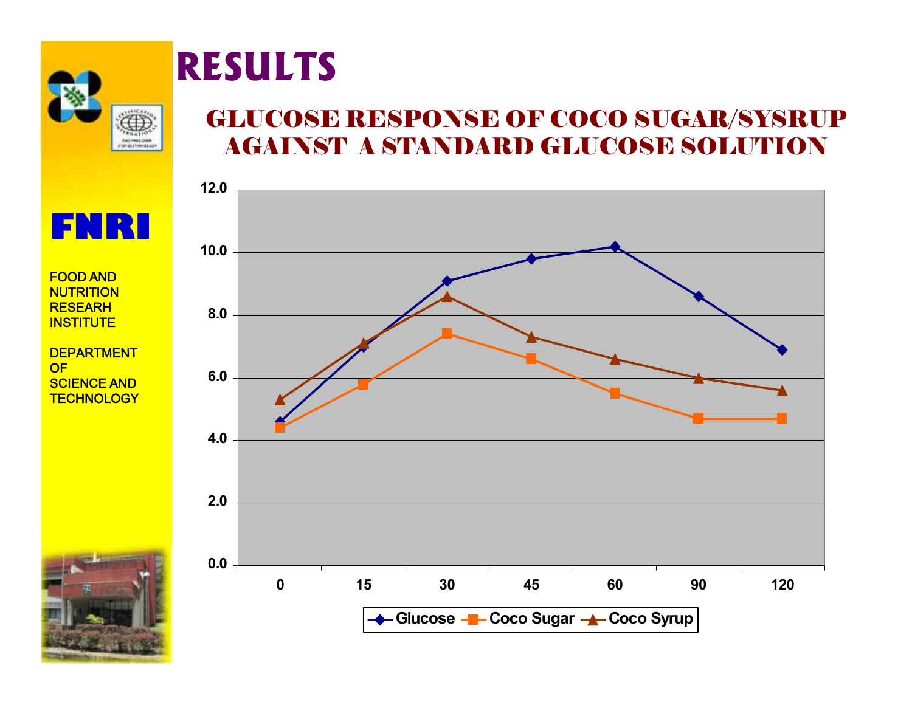# RESULTS

## GLUCOSE RESPONSE OF COCO SUGAR/SYSRUP AGAINST A STANDARD GLUCOSE SOLUTION

FNRI

FOOD AND NUTRITION RESEARH INSTITUTE

DEPARTMENT OF SCIENCE AND TECHNOLOGY

| Time | Glucose | Coco Sugar | Coco Syrup |
|---|---|---|---|
| 0 | 4.6 | 4.4 | 5.3 |
| 15 | 7.0 | 5.8 | 7.1 |
| 30 | 9.1 | 7.4 | 8.6 |
| 45 | 9.8 | 6.6 | 7.3 |
| 60 | 10.2 | 5.5 | 6.6 |
| 90 | 8.6 | 4.7 | 6.0 |
| 120 | 6.9 | 4.7 | 5.6 |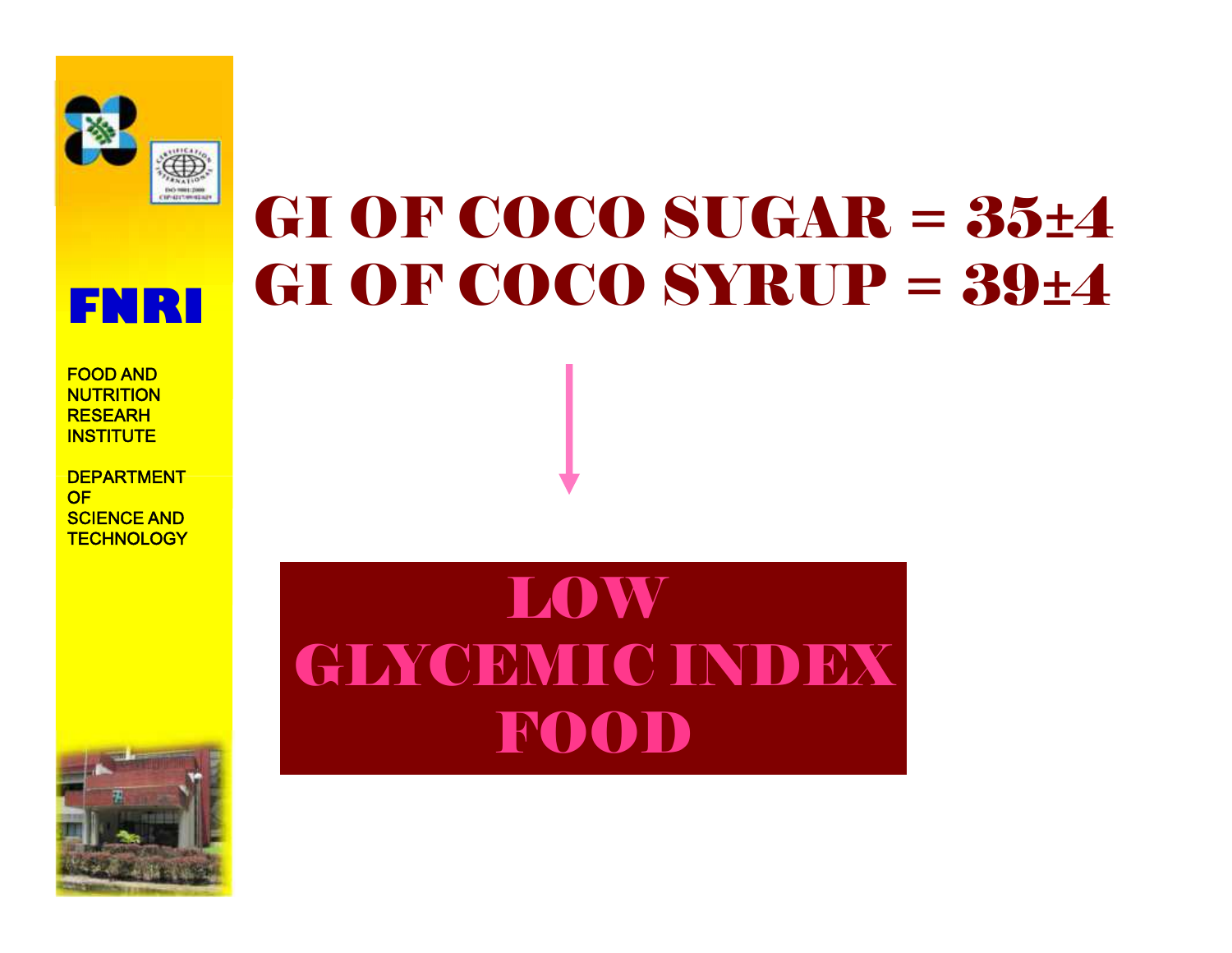# GI OF COCO SUGAR = 35±4
# GI OF COCO SYRUP = 39±4

↓

**LOW GLYCEMIC INDEX FOOD**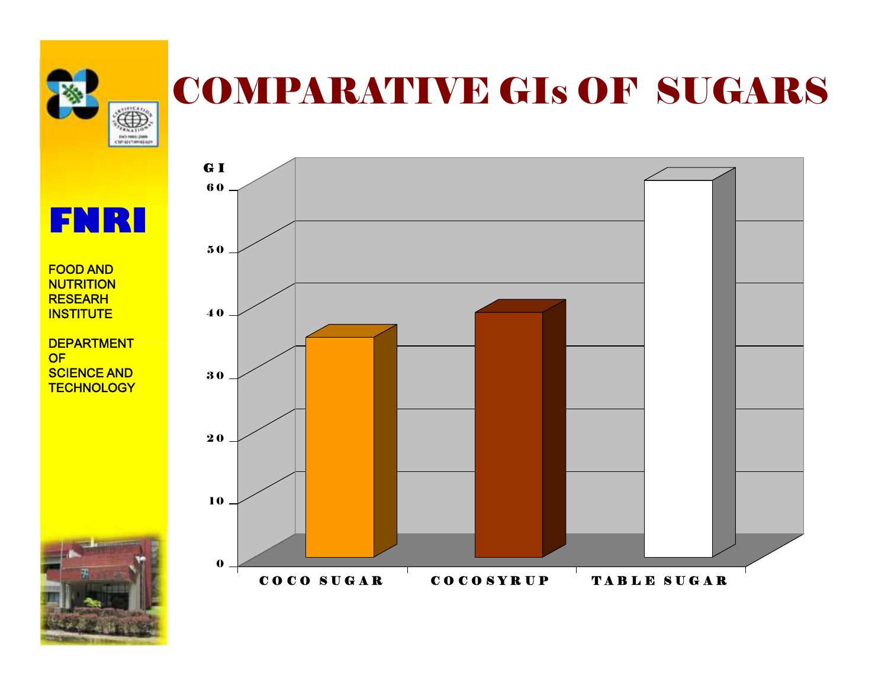# COMPARATIVE GIs OF SUGARS

FNRI

FOOD AND NUTRITION RESEARH INSTITUTE

DEPARTMENT OF SCIENCE AND TECHNOLOGY

GI

60

50

40

30

20

10

0

COCO SUGAR

COCOSYRUP

TABLE SUGAR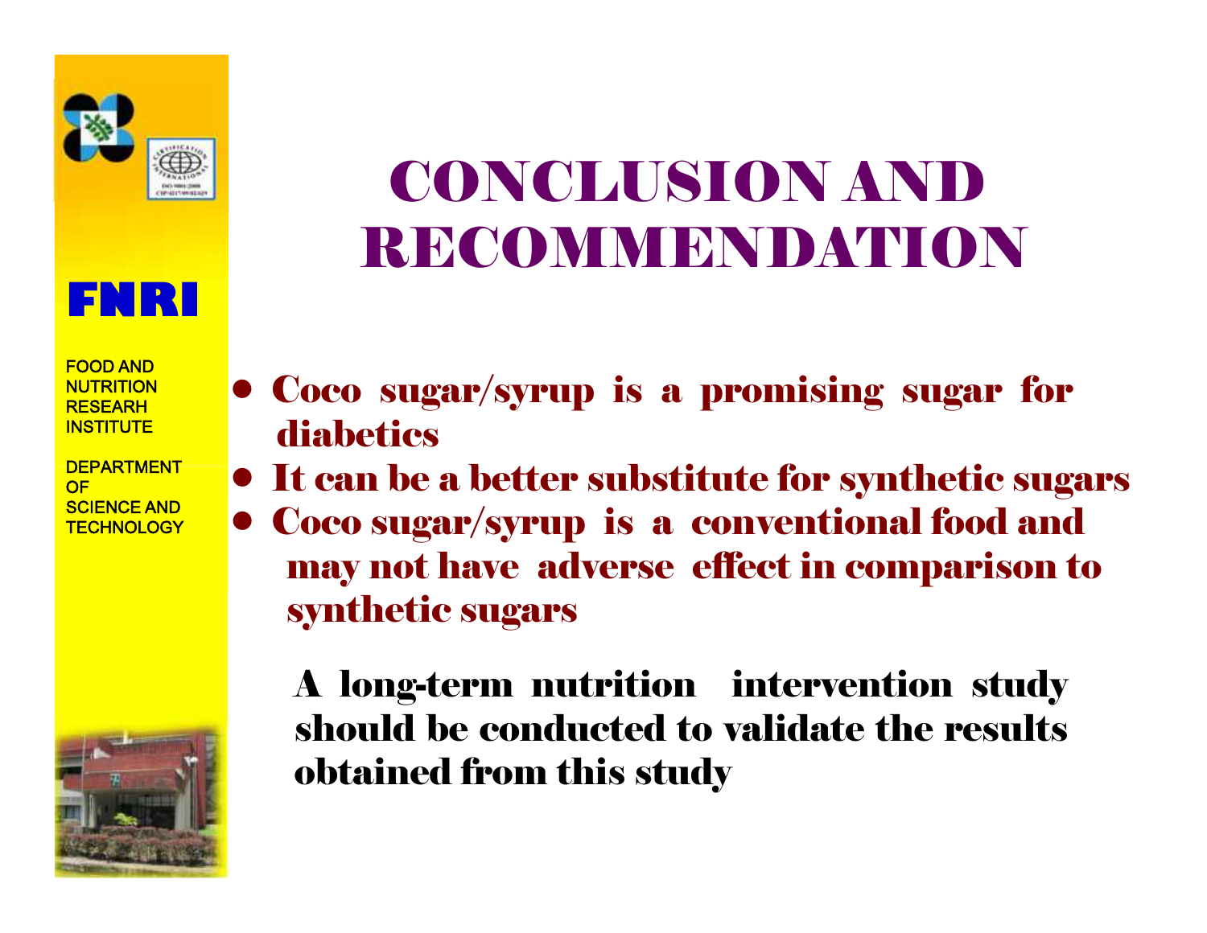FNRI

FOOD AND NUTRITION RESEARH INSTITUTE

DEPARTMENT OF SCIENCE AND TECHNOLOGY

# CONCLUSION AND RECOMMENDATION

- Coco sugar/syrup is a promising sugar for diabetics
- It can be a better substitute for synthetic sugars
- Coco sugar/syrup is a conventional food and may not have adverse effect in comparison to synthetic sugars

A long-term nutrition intervention study should be conducted to validate the results obtained from this study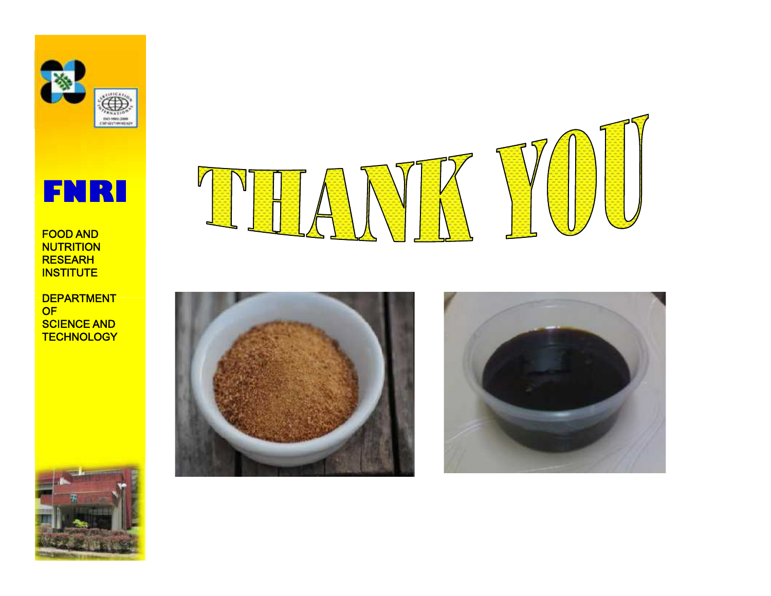FNRI

FOOD AND NUTRITION RESEARH INSTITUTE

DEPARTMENT OF SCIENCE AND TECHNOLOGY

# THANK YOU